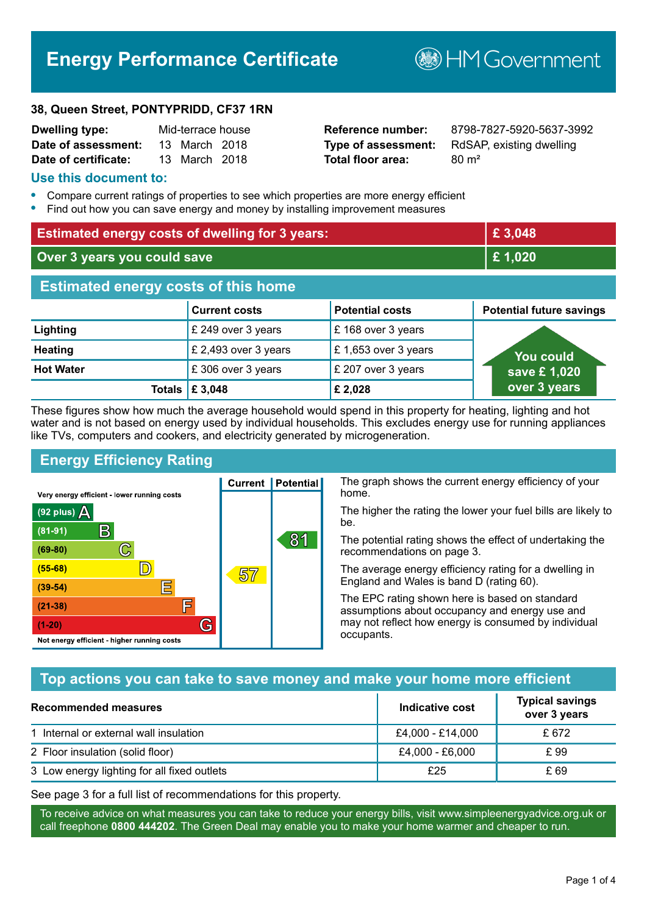# Energy Performance Certificate

HM Government

**38, Queen Street, PONTYPRIDD, CF37 1RN**

| | | | |
|---|---|---|---|
| **Dwelling type:** | Mid-terrace house | **Reference number:** | 8798-7827-5920-5637-3992 |
| **Date of assessment:** | 13 March 2018 | **Type of assessment:** | RdSAP, existing dwelling |
| **Date of certificate:** | 13 March 2018 | **Total floor area:** | 80 m² |

## Use this document to:

- Compare current ratings of properties to see which properties are more energy efficient
- Find out how you can save energy and money by installing improvement measures

| | |
|---|---|
| **Estimated energy costs of dwelling for 3 years:** | **£ 3,048** |
| **Over 3 years you could save** | **£ 1,020** |

## Estimated energy costs of this home

| | Current costs | Potential costs | Potential future savings |
|---|---|---|---|
| **Lighting** | £ 249 over 3 years | £ 168 over 3 years | You could save £ 1,020 over 3 years |
| **Heating** | £ 2,493 over 3 years | £ 1,653 over 3 years | |
| **Hot Water** | £ 306 over 3 years | £ 207 over 3 years | |
| **Totals** | **£ 3,048** | **£ 2,028** | |

These figures show how much the average household would spend in this property for heating, lighting and hot water and is not based on energy used by individual households. This excludes energy use for running appliances like TVs, computers and cookers, and electricity generated by microgeneration.

## Energy Efficiency Rating

| Rating band | Current | Potential |
|---|---|---|
| Very energy efficient - lower running costs | | |
| (92 plus) A | | |
| (81-91) B | | 81 |
| (69-80) C | | |
| (55-68) D | 57 | |
| (39-54) E | | |
| (21-38) F | | |
| (1-20) G | | |
| Not energy efficient - higher running costs | | |

The graph shows the current energy efficiency of your home.

The higher the rating the lower your fuel bills are likely to be.

The potential rating shows the effect of undertaking the recommendations on page 3.

The average energy efficiency rating for a dwelling in England and Wales is band D (rating 60).

The EPC rating shown here is based on standard assumptions about occupancy and energy use and may not reflect how energy is consumed by individual occupants.

## Top actions you can take to save money and make your home more efficient

| Recommended measures | Indicative cost | Typical savings over 3 years |
|---|---|---|
| 1 Internal or external wall insulation | £4,000 - £14,000 | £ 672 |
| 2 Floor insulation (solid floor) | £4,000 - £6,000 | £ 99 |
| 3 Low energy lighting for all fixed outlets | £25 | £ 69 |

See page 3 for a full list of recommendations for this property.

To receive advice on what measures you can take to reduce your energy bills, visit www.simpleenergyadvice.org.uk or call freephone **0800 444202**. The Green Deal may enable you to make your home warmer and cheaper to run.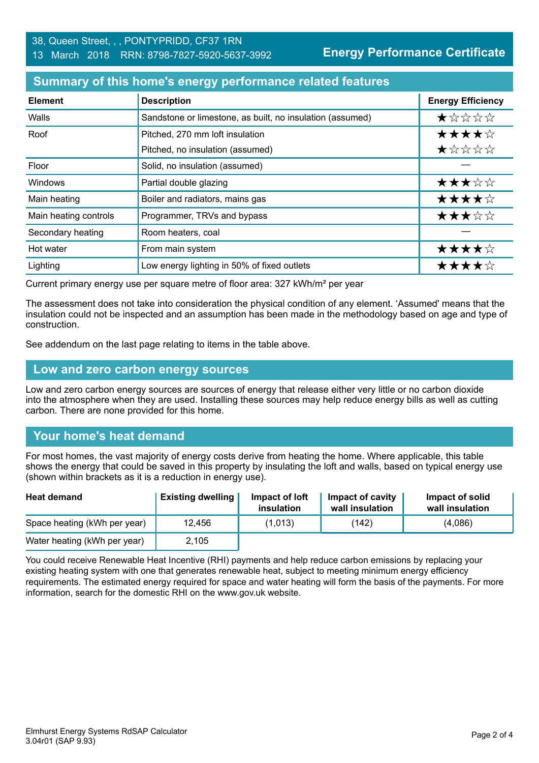38, Queen Street, , , PONTYPRIDD, CF37 1RN
13 March 2018 RRN: 8798-7827-5920-5637-3992

**Energy Performance Certificate**

## Summary of this home's energy performance related features

| Element | Description | Energy Efficiency |
|---|---|---|
| Walls | Sandstone or limestone, as built, no insulation (assumed) | ★☆☆☆☆ |
| Roof | Pitched, 270 mm loft insulation | ★★★★☆ |
| | Pitched, no insulation (assumed) | ★☆☆☆☆ |
| Floor | Solid, no insulation (assumed) | — |
| Windows | Partial double glazing | ★★★☆☆ |
| Main heating | Boiler and radiators, mains gas | ★★★★☆ |
| Main heating controls | Programmer, TRVs and bypass | ★★★☆☆ |
| Secondary heating | Room heaters, coal | — |
| Hot water | From main system | ★★★★☆ |
| Lighting | Low energy lighting in 50% of fixed outlets | ★★★★☆ |

Current primary energy use per square metre of floor area: 327 kWh/m² per year

The assessment does not take into consideration the physical condition of any element. 'Assumed' means that the insulation could not be inspected and an assumption has been made in the methodology based on age and type of construction.

See addendum on the last page relating to items in the table above.

## Low and zero carbon energy sources

Low and zero carbon energy sources are sources of energy that release either very little or no carbon dioxide into the atmosphere when they are used. Installing these sources may help reduce energy bills as well as cutting carbon. There are none provided for this home.

## Your home's heat demand

For most homes, the vast majority of energy costs derive from heating the home. Where applicable, this table shows the energy that could be saved in this property by insulating the loft and walls, based on typical energy use (shown within brackets as it is a reduction in energy use).

| Heat demand | Existing dwelling | Impact of loft insulation | Impact of cavity wall insulation | Impact of solid wall insulation |
|---|---|---|---|---|
| Space heating (kWh per year) | 12,456 | (1,013) | (142) | (4,086) |
| Water heating (kWh per year) | 2,105 | | | |

You could receive Renewable Heat Incentive (RHI) payments and help reduce carbon emissions by replacing your existing heating system with one that generates renewable heat, subject to meeting minimum energy efficiency requirements. The estimated energy required for space and water heating will form the basis of the payments. For more information, search for the domestic RHI on the www.gov.uk website.

Elmhurst Energy Systems RdSAP Calculator
3.04r01 (SAP 9.93)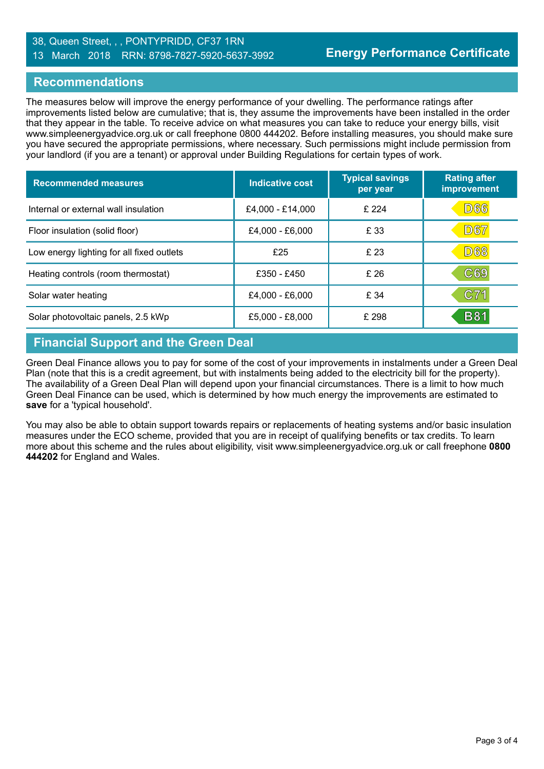38, Queen Street, , , PONTYPRIDD, CF37 1RN
13 March 2018 RRN: 8798-7827-5920-5637-3992

**Energy Performance Certificate**

## Recommendations

The measures below will improve the energy performance of your dwelling. The performance ratings after improvements listed below are cumulative; that is, they assume the improvements have been installed in the order that they appear in the table. To receive advice on what measures you can take to reduce your energy bills, visit www.simpleenergyadvice.org.uk or call freephone 0800 444202. Before installing measures, you should make sure you have secured the appropriate permissions, where necessary. Such permissions might include permission from your landlord (if you are a tenant) or approval under Building Regulations for certain types of work.

| Recommended measures | Indicative cost | Typical savings per year | Rating after improvement |
|---|---|---|---|
| Internal or external wall insulation | £4,000 - £14,000 | £ 224 | D66 |
| Floor insulation (solid floor) | £4,000 - £6,000 | £ 33 | D67 |
| Low energy lighting for all fixed outlets | £25 | £ 23 | D68 |
| Heating controls (room thermostat) | £350 - £450 | £ 26 | C69 |
| Solar water heating | £4,000 - £6,000 | £ 34 | C71 |
| Solar photovoltaic panels, 2.5 kWp | £5,000 - £8,000 | £ 298 | B81 |

## Financial Support and the Green Deal

Green Deal Finance allows you to pay for some of the cost of your improvements in instalments under a Green Deal Plan (note that this is a credit agreement, but with instalments being added to the electricity bill for the property). The availability of a Green Deal Plan will depend upon your financial circumstances. There is a limit to how much Green Deal Finance can be used, which is determined by how much energy the improvements are estimated to **save** for a 'typical household'.

You may also be able to obtain support towards repairs or replacements of heating systems and/or basic insulation measures under the ECO scheme, provided that you are in receipt of qualifying benefits or tax credits. To learn more about this scheme and the rules about eligibility, visit www.simpleenergyadvice.org.uk or call freephone **0800 444202** for England and Wales.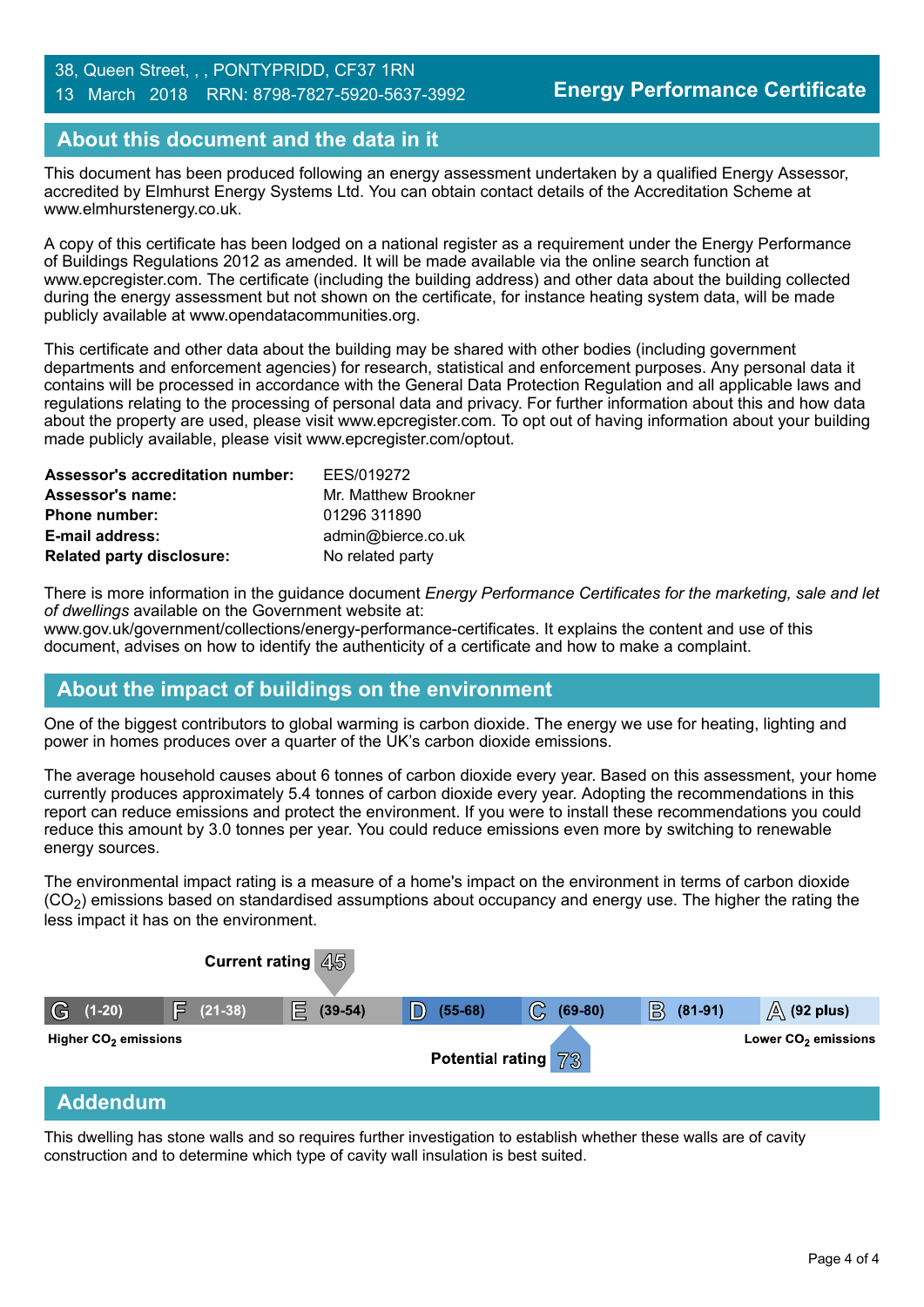38, Queen Street, , , PONTYPRIDD, CF37 1RN
13 March 2018 RRN: 8798-7827-5920-5637-3992

**Energy Performance Certificate**

## About this document and the data in it

This document has been produced following an energy assessment undertaken by a qualified Energy Assessor, accredited by Elmhurst Energy Systems Ltd. You can obtain contact details of the Accreditation Scheme at www.elmhurstenergy.co.uk.

A copy of this certificate has been lodged on a national register as a requirement under the Energy Performance of Buildings Regulations 2012 as amended. It will be made available via the online search function at www.epcregister.com. The certificate (including the building address) and other data about the building collected during the energy assessment but not shown on the certificate, for instance heating system data, will be made publicly available at www.opendatacommunities.org.

This certificate and other data about the building may be shared with other bodies (including government departments and enforcement agencies) for research, statistical and enforcement purposes. Any personal data it contains will be processed in accordance with the General Data Protection Regulation and all applicable laws and regulations relating to the processing of personal data and privacy. For further information about this and how data about the property are used, please visit www.epcregister.com. To opt out of having information about your building made publicly available, please visit www.epcregister.com/optout.

| | |
|---|---|
| **Assessor's accreditation number:** | EES/019272 |
| **Assessor's name:** | Mr. Matthew Brookner |
| **Phone number:** | 01296 311890 |
| **E-mail address:** | admin@bierce.co.uk |
| **Related party disclosure:** | No related party |

There is more information in the guidance document *Energy Performance Certificates for the marketing, sale and let of dwellings* available on the Government website at: www.gov.uk/government/collections/energy-performance-certificates. It explains the content and use of this document, advises on how to identify the authenticity of a certificate and how to make a complaint.

## About the impact of buildings on the environment

One of the biggest contributors to global warming is carbon dioxide. The energy we use for heating, lighting and power in homes produces over a quarter of the UK's carbon dioxide emissions.

The average household causes about 6 tonnes of carbon dioxide every year. Based on this assessment, your home currently produces approximately 5.4 tonnes of carbon dioxide every year. Adopting the recommendations in this report can reduce emissions and protect the environment. If you were to install these recommendations you could reduce this amount by 3.0 tonnes per year. You could reduce emissions even more by switching to renewable energy sources.

The environmental impact rating is a measure of a home's impact on the environment in terms of carbon dioxide ($CO_2$) emissions based on standardised assumptions about occupancy and energy use. The higher the rating the less impact it has on the environment.

Current rating 45

G (1-20) F (21-38) E (39-54) D (55-68) C (69-80) B (81-91) A (92 plus)

Higher $CO_2$ emissions

Lower $CO_2$ emissions

Potential rating 73

## Addendum

This dwelling has stone walls and so requires further investigation to establish whether these walls are of cavity construction and to determine which type of cavity wall insulation is best suited.